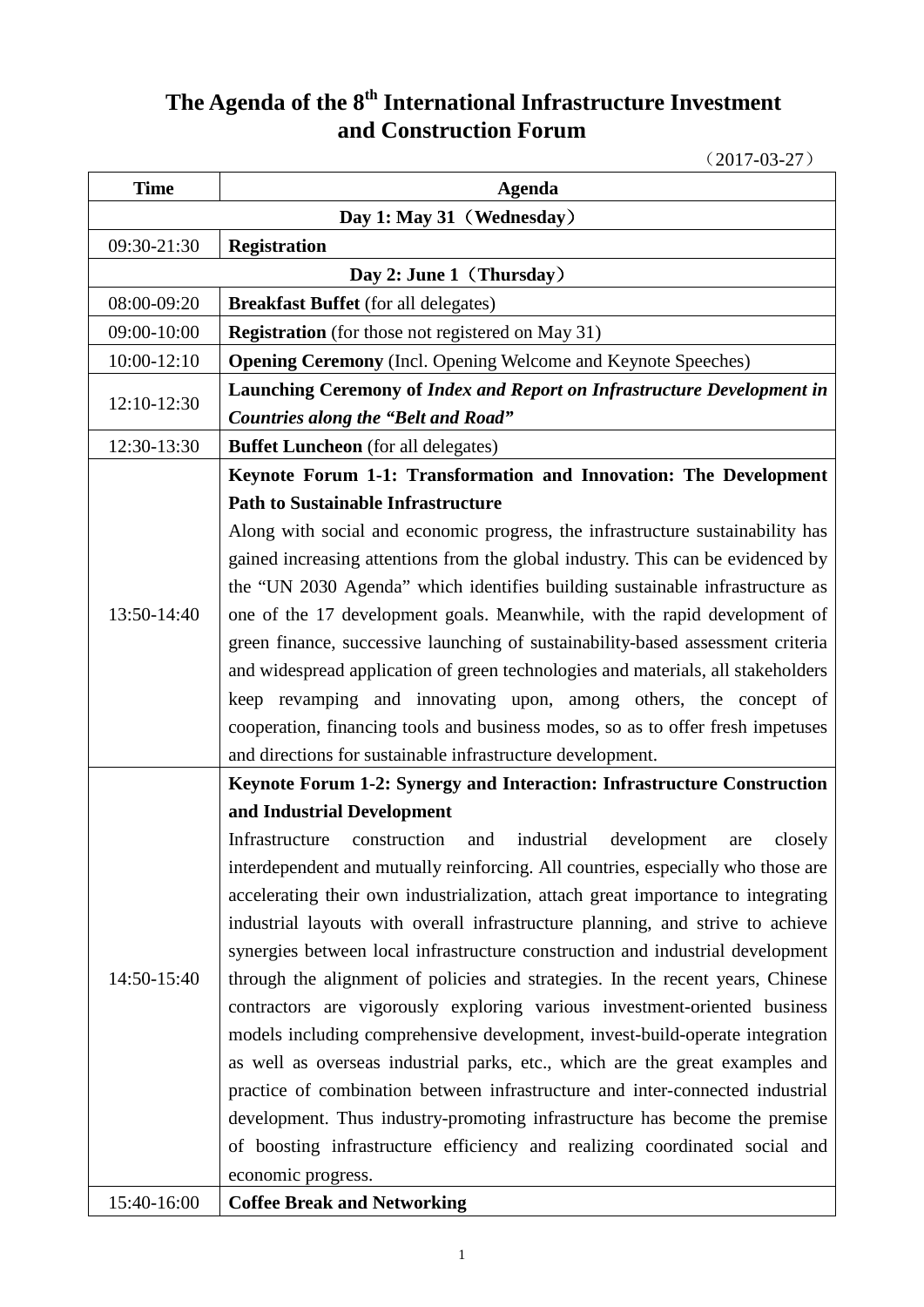# The Agenda of the 8th International Infrastructure Investment and Construction Forum

（2017-03-27）

| Time | Agenda |
|---|---|
| **Day 1: May 31（Wednesday）** | |
| 09:30-21:30 | **Registration** |
| **Day 2: June 1（Thursday）** | |
| 08:00-09:20 | **Breakfast Buffet** (for all delegates) |
| 09:00-10:00 | **Registration** (for those not registered on May 31) |
| 10:00-12:10 | **Opening Ceremony** (Incl. Opening Welcome and Keynote Speeches) |
| 12:10-12:30 | **Launching Ceremony of *Index and Report on Infrastructure Development in Countries along the "Belt and Road"*** |
| 12:30-13:30 | **Buffet Luncheon** (for all delegates) |
| 13:50-14:40 | **Keynote Forum 1-1: Transformation and Innovation: The Development Path to Sustainable Infrastructure**<br>Along with social and economic progress, the infrastructure sustainability has gained increasing attentions from the global industry. This can be evidenced by the "UN 2030 Agenda" which identifies building sustainable infrastructure as one of the 17 development goals. Meanwhile, with the rapid development of green finance, successive launching of sustainability-based assessment criteria and widespread application of green technologies and materials, all stakeholders keep revamping and innovating upon, among others, the concept of cooperation, financing tools and business modes, so as to offer fresh impetuses and directions for sustainable infrastructure development. |
| 14:50-15:40 | **Keynote Forum 1-2: Synergy and Interaction: Infrastructure Construction and Industrial Development**<br>Infrastructure construction and industrial development are closely interdependent and mutually reinforcing. All countries, especially who those are accelerating their own industrialization, attach great importance to integrating industrial layouts with overall infrastructure planning, and strive to achieve synergies between local infrastructure construction and industrial development through the alignment of policies and strategies. In the recent years, Chinese contractors are vigorously exploring various investment-oriented business models including comprehensive development, invest-build-operate integration as well as overseas industrial parks, etc., which are the great examples and practice of combination between infrastructure and inter-connected industrial development. Thus industry-promoting infrastructure has become the premise of boosting infrastructure efficiency and realizing coordinated social and economic progress. |
| 15:40-16:00 | **Coffee Break and Networking** |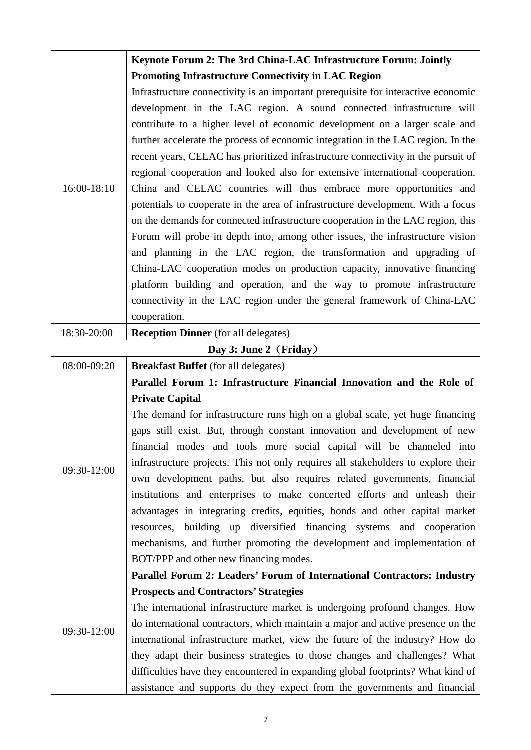| | |
|---|---|
| 16:00-18:10 | **Keynote Forum 2: The 3rd China-LAC Infrastructure Forum: Jointly Promoting Infrastructure Connectivity in LAC Region** Infrastructure connectivity is an important prerequisite for interactive economic development in the LAC region. A sound connected infrastructure will contribute to a higher level of economic development on a larger scale and further accelerate the process of economic integration in the LAC region. In the recent years, CELAC has prioritized infrastructure connectivity in the pursuit of regional cooperation and looked also for extensive international cooperation. China and CELAC countries will thus embrace more opportunities and potentials to cooperate in the area of infrastructure development. With a focus on the demands for connected infrastructure cooperation in the LAC region, this Forum will probe in depth into, among other issues, the infrastructure vision and planning in the LAC region, the transformation and upgrading of China-LAC cooperation modes on production capacity, innovative financing platform building and operation, and the way to promote infrastructure connectivity in the LAC region under the general framework of China-LAC cooperation. |
| 18:30-20:00 | **Reception Dinner** (for all delegates) |
| **Day 3: June 2（Friday）** | |
| 08:00-09:20 | **Breakfast Buffet** (for all delegates) |
| 09:30-12:00 | **Parallel Forum 1: Infrastructure Financial Innovation and the Role of Private Capital** The demand for infrastructure runs high on a global scale, yet huge financing gaps still exist. But, through constant innovation and development of new financial modes and tools more social capital will be channeled into infrastructure projects. This not only requires all stakeholders to explore their own development paths, but also requires related governments, financial institutions and enterprises to make concerted efforts and unleash their advantages in integrating credits, equities, bonds and other capital market resources, building up diversified financing systems and cooperation mechanisms, and further promoting the development and implementation of BOT/PPP and other new financing modes. |
| 09:30-12:00 | **Parallel Forum 2: Leaders' Forum of International Contractors: Industry Prospects and Contractors' Strategies** The international infrastructure market is undergoing profound changes. How do international contractors, which maintain a major and active presence on the international infrastructure market, view the future of the industry? How do they adapt their business strategies to those changes and challenges? What difficulties have they encountered in expanding global footprints? What kind of assistance and supports do they expect from the governments and financial |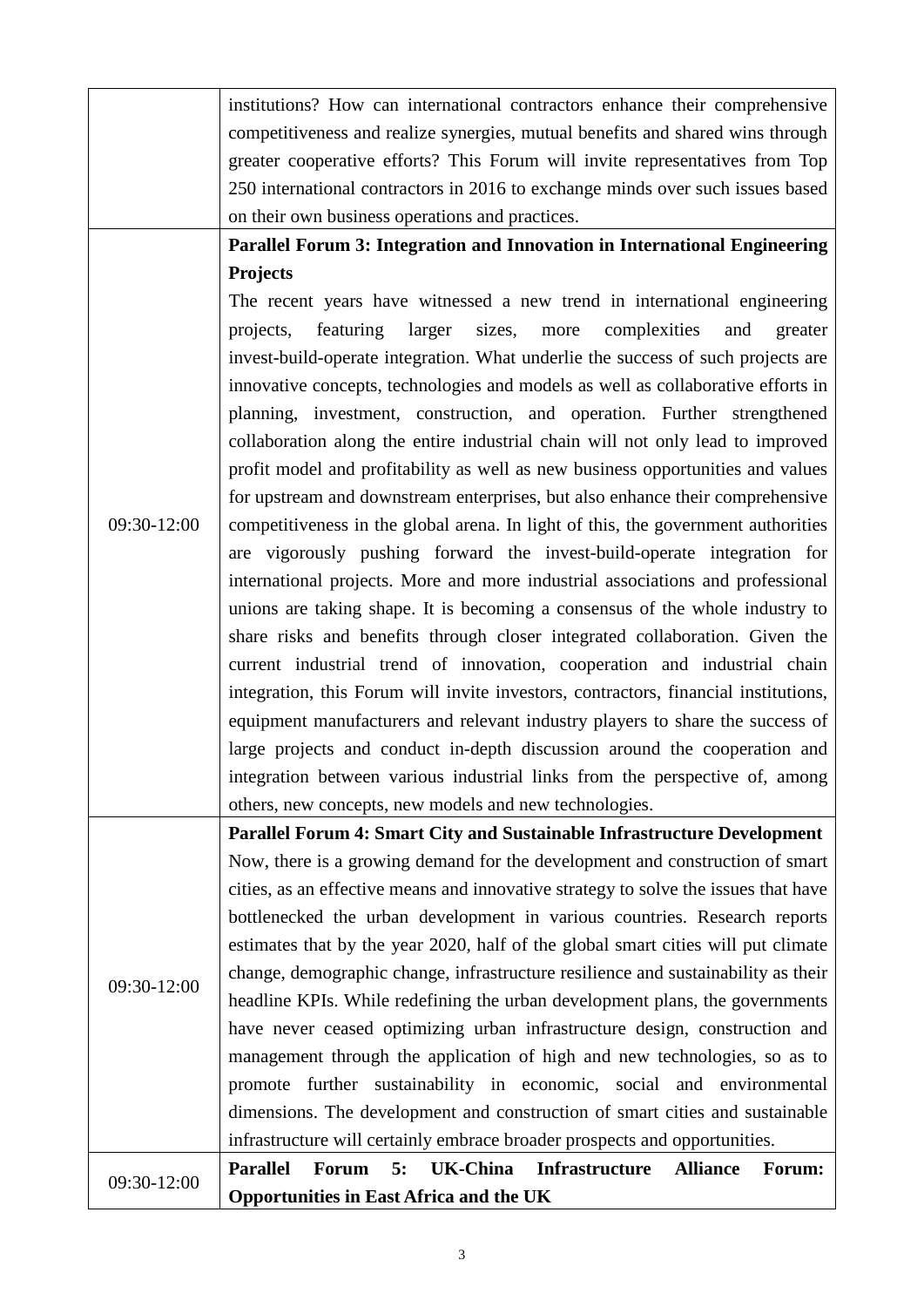| | |
|---|---|
| | institutions? How can international contractors enhance their comprehensive competitiveness and realize synergies, mutual benefits and shared wins through greater cooperative efforts? This Forum will invite representatives from Top 250 international contractors in 2016 to exchange minds over such issues based on their own business operations and practices. |
| 09:30-12:00 | **Parallel Forum 3: Integration and Innovation in International Engineering Projects**<br>The recent years have witnessed a new trend in international engineering projects, featuring larger sizes, more complexities and greater invest-build-operate integration. What underlie the success of such projects are innovative concepts, technologies and models as well as collaborative efforts in planning, investment, construction, and operation. Further strengthened collaboration along the entire industrial chain will not only lead to improved profit model and profitability as well as new business opportunities and values for upstream and downstream enterprises, but also enhance their comprehensive competitiveness in the global arena. In light of this, the government authorities are vigorously pushing forward the invest-build-operate integration for international projects. More and more industrial associations and professional unions are taking shape. It is becoming a consensus of the whole industry to share risks and benefits through closer integrated collaboration. Given the current industrial trend of innovation, cooperation and industrial chain integration, this Forum will invite investors, contractors, financial institutions, equipment manufacturers and relevant industry players to share the success of large projects and conduct in-depth discussion around the cooperation and integration between various industrial links from the perspective of, among others, new concepts, new models and new technologies. |
| 09:30-12:00 | **Parallel Forum 4: Smart City and Sustainable Infrastructure Development**<br>Now, there is a growing demand for the development and construction of smart cities, as an effective means and innovative strategy to solve the issues that have bottlenecked the urban development in various countries. Research reports estimates that by the year 2020, half of the global smart cities will put climate change, demographic change, infrastructure resilience and sustainability as their headline KPIs. While redefining the urban development plans, the governments have never ceased optimizing urban infrastructure design, construction and management through the application of high and new technologies, so as to promote further sustainability in economic, social and environmental dimensions. The development and construction of smart cities and sustainable infrastructure will certainly embrace broader prospects and opportunities. |
| 09:30-12:00 | **Parallel Forum 5: UK-China Infrastructure Alliance Forum: Opportunities in East Africa and the UK** |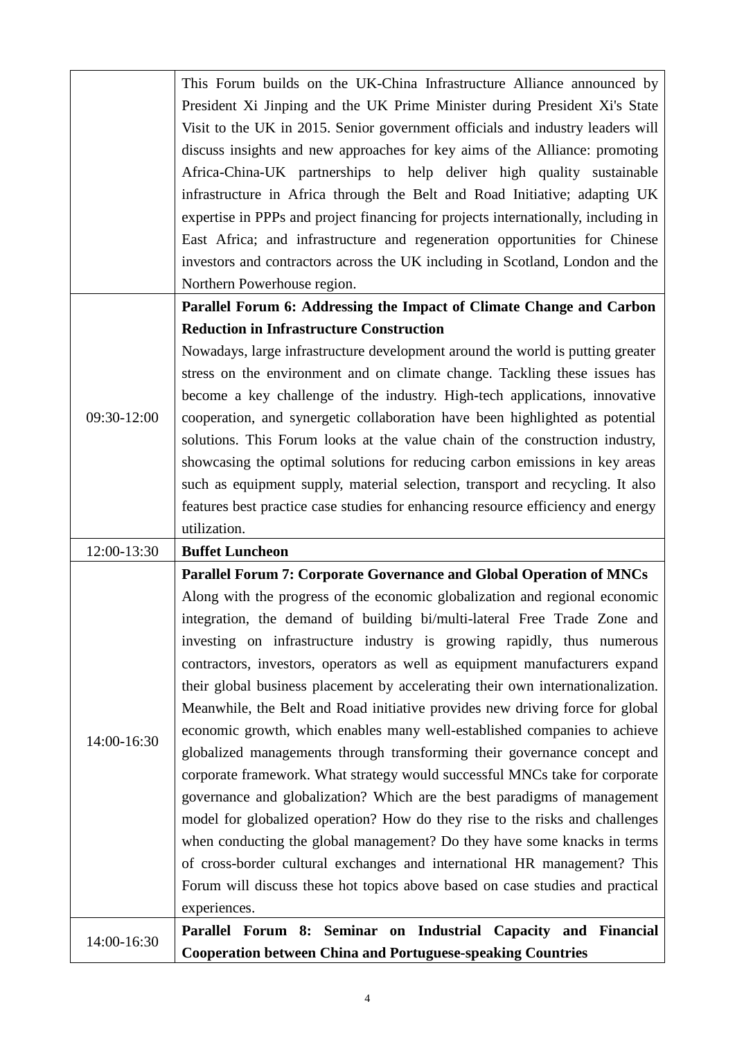| | |
|---|---|
| | This Forum builds on the UK-China Infrastructure Alliance announced by President Xi Jinping and the UK Prime Minister during President Xi's State Visit to the UK in 2015. Senior government officials and industry leaders will discuss insights and new approaches for key aims of the Alliance: promoting Africa-China-UK partnerships to help deliver high quality sustainable infrastructure in Africa through the Belt and Road Initiative; adapting UK expertise in PPPs and project financing for projects internationally, including in East Africa; and infrastructure and regeneration opportunities for Chinese investors and contractors across the UK including in Scotland, London and the Northern Powerhouse region. |
| 09:30-12:00 | **Parallel Forum 6: Addressing the Impact of Climate Change and Carbon Reduction in Infrastructure Construction**<br>Nowadays, large infrastructure development around the world is putting greater stress on the environment and on climate change. Tackling these issues has become a key challenge of the industry. High-tech applications, innovative cooperation, and synergetic collaboration have been highlighted as potential solutions. This Forum looks at the value chain of the construction industry, showcasing the optimal solutions for reducing carbon emissions in key areas such as equipment supply, material selection, transport and recycling. It also features best practice case studies for enhancing resource efficiency and energy utilization. |
| 12:00-13:30 | **Buffet Luncheon** |
| 14:00-16:30 | **Parallel Forum 7: Corporate Governance and Global Operation of MNCs**<br>Along with the progress of the economic globalization and regional economic integration, the demand of building bi/multi-lateral Free Trade Zone and investing on infrastructure industry is growing rapidly, thus numerous contractors, investors, operators as well as equipment manufacturers expand their global business placement by accelerating their own internationalization. Meanwhile, the Belt and Road initiative provides new driving force for global economic growth, which enables many well-established companies to achieve globalized managements through transforming their governance concept and corporate framework. What strategy would successful MNCs take for corporate governance and globalization? Which are the best paradigms of management model for globalized operation? How do they rise to the risks and challenges when conducting the global management? Do they have some knacks in terms of cross-border cultural exchanges and international HR management? This Forum will discuss these hot topics above based on case studies and practical experiences. |
| 14:00-16:30 | **Parallel Forum 8: Seminar on Industrial Capacity and Financial Cooperation between China and Portuguese-speaking Countries** |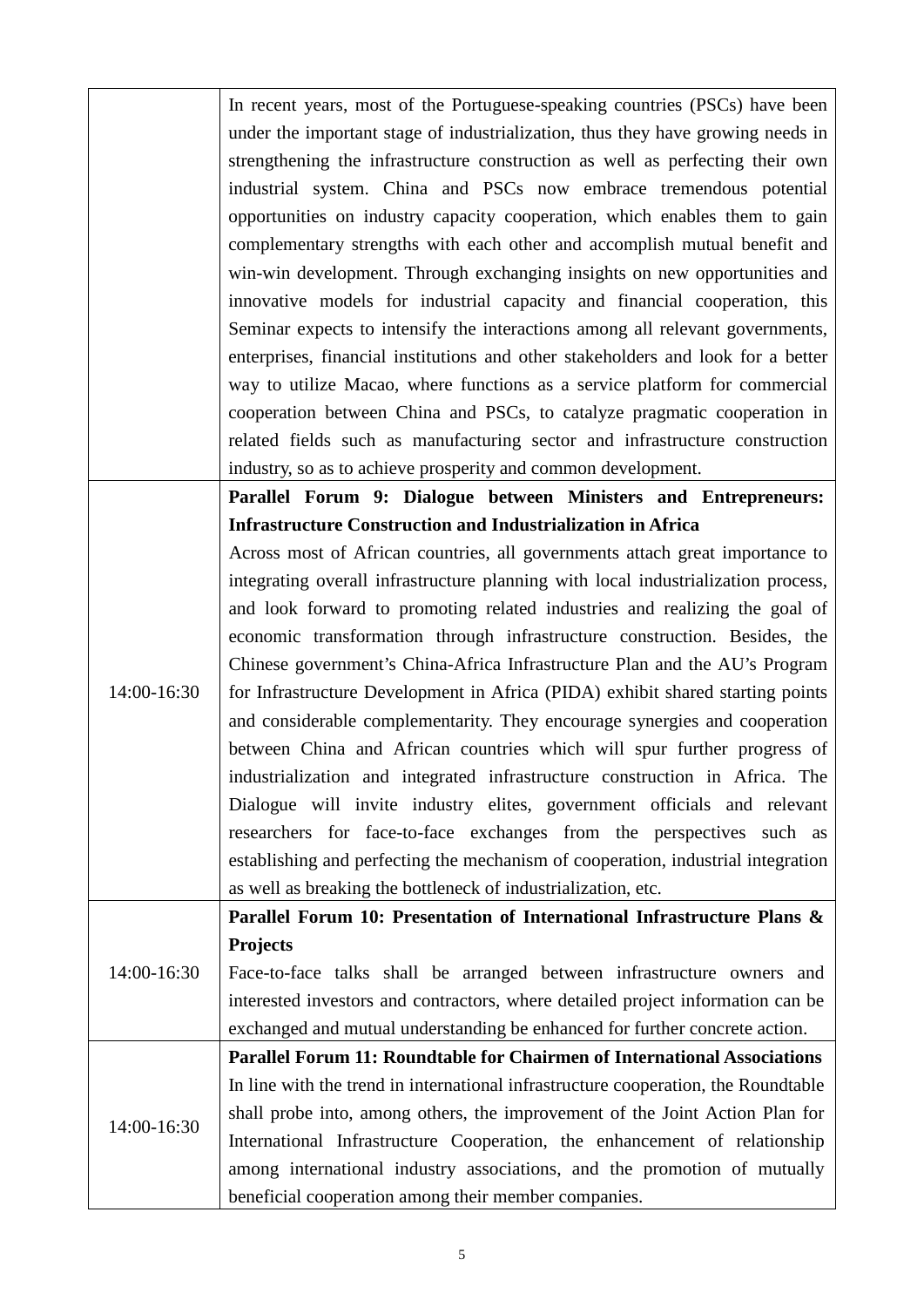| | |
|---|---|
| | In recent years, most of the Portuguese-speaking countries (PSCs) have been under the important stage of industrialization, thus they have growing needs in strengthening the infrastructure construction as well as perfecting their own industrial system. China and PSCs now embrace tremendous potential opportunities on industry capacity cooperation, which enables them to gain complementary strengths with each other and accomplish mutual benefit and win-win development. Through exchanging insights on new opportunities and innovative models for industrial capacity and financial cooperation, this Seminar expects to intensify the interactions among all relevant governments, enterprises, financial institutions and other stakeholders and look for a better way to utilize Macao, where functions as a service platform for commercial cooperation between China and PSCs, to catalyze pragmatic cooperation in related fields such as manufacturing sector and infrastructure construction industry, so as to achieve prosperity and common development. |
| 14:00-16:30 | **Parallel Forum 9: Dialogue between Ministers and Entrepreneurs: Infrastructure Construction and Industrialization in Africa**<br>Across most of African countries, all governments attach great importance to integrating overall infrastructure planning with local industrialization process, and look forward to promoting related industries and realizing the goal of economic transformation through infrastructure construction. Besides, the Chinese government's China-Africa Infrastructure Plan and the AU's Program for Infrastructure Development in Africa (PIDA) exhibit shared starting points and considerable complementarity. They encourage synergies and cooperation between China and African countries which will spur further progress of industrialization and integrated infrastructure construction in Africa. The Dialogue will invite industry elites, government officials and relevant researchers for face-to-face exchanges from the perspectives such as establishing and perfecting the mechanism of cooperation, industrial integration as well as breaking the bottleneck of industrialization, etc. |
| 14:00-16:30 | **Parallel Forum 10: Presentation of International Infrastructure Plans & Projects**<br>Face-to-face talks shall be arranged between infrastructure owners and interested investors and contractors, where detailed project information can be exchanged and mutual understanding be enhanced for further concrete action. |
| 14:00-16:30 | **Parallel Forum 11: Roundtable for Chairmen of International Associations**<br>In line with the trend in international infrastructure cooperation, the Roundtable shall probe into, among others, the improvement of the Joint Action Plan for International Infrastructure Cooperation, the enhancement of relationship among international industry associations, and the promotion of mutually beneficial cooperation among their member companies. |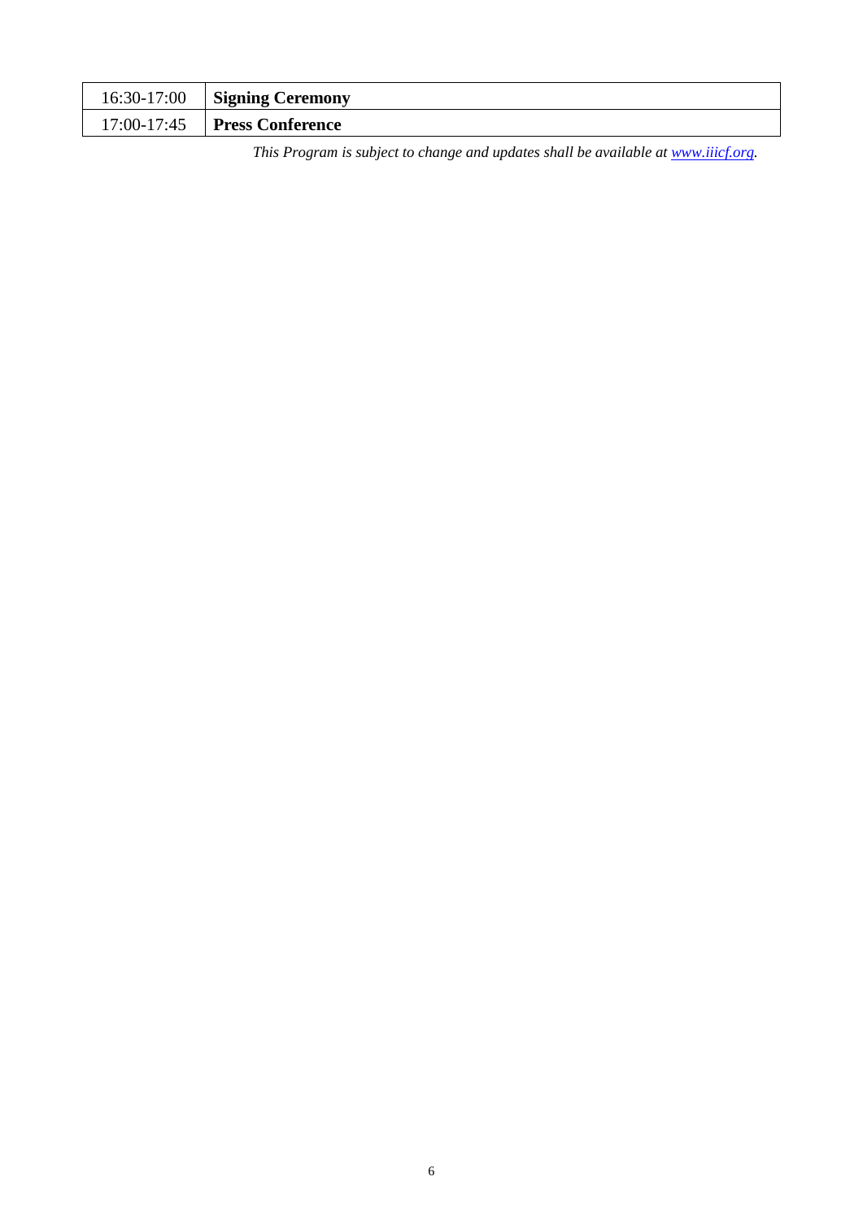| | |
|---|---|
| 16:30-17:00 | **Signing Ceremony** |
| 17:00-17:45 | **Press Conference** |

*This Program is subject to change and updates shall be available at [www.iiicf.org](http://www.iiicf.org).*